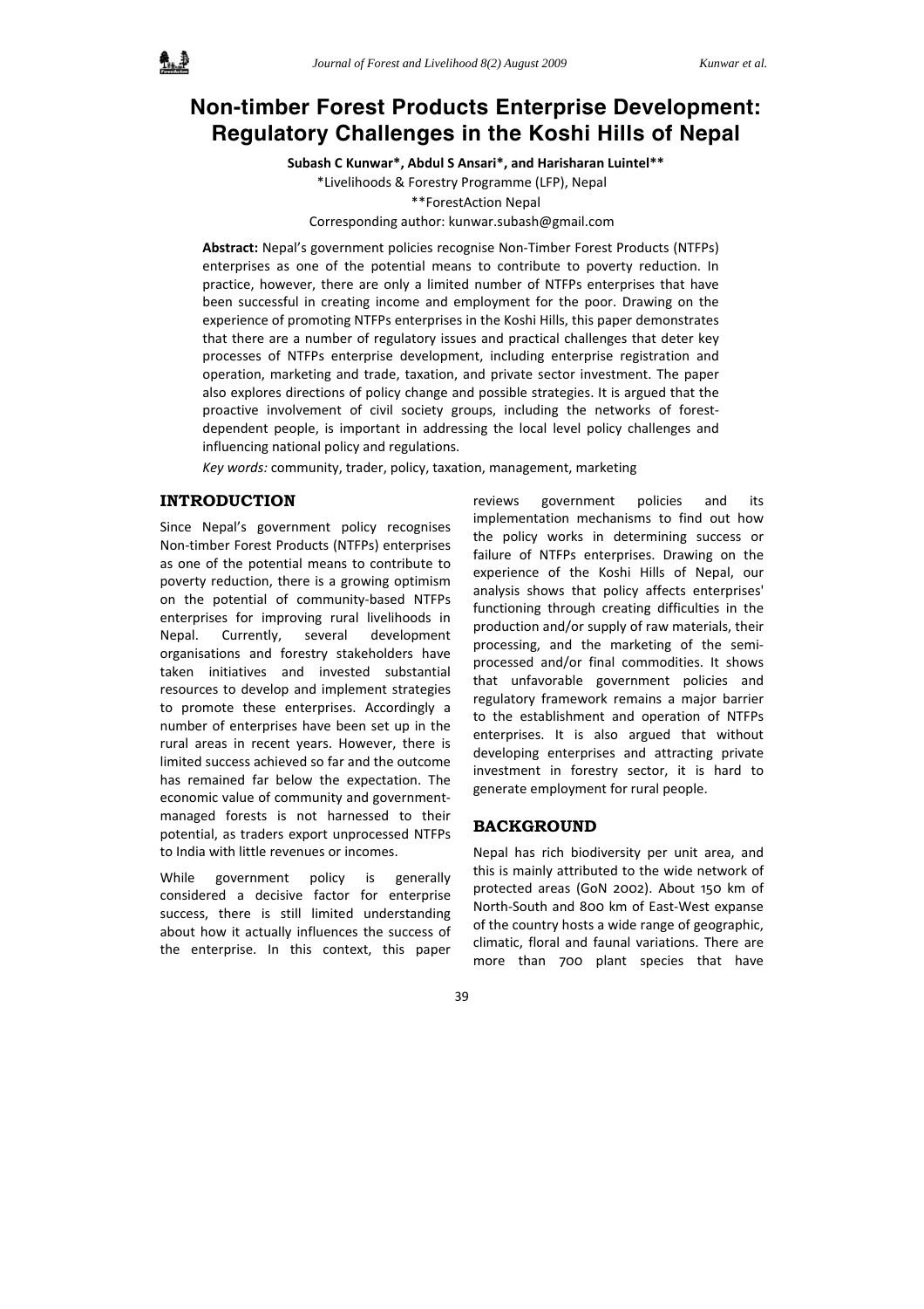# Non-timber Forest Products Enterprise Development: Regulatory Challenges in the Koshi Hills of Nepal

**Subash C Kunwar\*, Abdul S Ansari\*, and Harisharan Luintel\*\***

\*Livelihoods & Forestry Programme (LFP), Nepal

\*\*ForestAction Nepal

Corresponding author: kunwar.subash@gmail.com

**Abstract:** Nepal's government policies recognise Non-Timber Forest Products (NTFPs) enterprises as one of the potential means to contribute to poverty reduction. In practice, however, there are only a limited number of NTFPs enterprises that have been successful in creating income and employment for the poor. Drawing on the experience of promoting NTFPs enterprises in the Koshi Hills, this paper demonstrates that there are a number of regulatory issues and practical challenges that deter key processes of NTFPs enterprise development, including enterprise registration and operation, marketing and trade, taxation, and private sector investment. The paper also explores directions of policy change and possible strategies. It is argued that the proactive involvement of civil society groups, including the networks of forest-dependent people, is important in addressing the local level policy challenges and influencing national policy and regulations.

*Key words:* community, trader, policy, taxation, management, marketing

## INTRODUCTION

Since Nepal's government policy recognises Non-timber Forest Products (NTFPs) enterprises as one of the potential means to contribute to poverty reduction, there is a growing optimism on the potential of community-based NTFPs enterprises for improving rural livelihoods in Nepal. Currently, several development organisations and forestry stakeholders have taken initiatives and invested substantial resources to develop and implement strategies to promote these enterprises. Accordingly a number of enterprises have been set up in the rural areas in recent years. However, there is limited success achieved so far and the outcome has remained far below the expectation. The economic value of community and government-managed forests is not harnessed to their potential, as traders export unprocessed NTFPs to India with little revenues or incomes.

While government policy is generally considered a decisive factor for enterprise success, there is still limited understanding about how it actually influences the success of the enterprise. In this context, this paper reviews government policies and its implementation mechanisms to find out how the policy works in determining success or failure of NTFPs enterprises. Drawing on the experience of the Koshi Hills of Nepal, our analysis shows that policy affects enterprises' functioning through creating difficulties in the production and/or supply of raw materials, their processing, and the marketing of the semi-processed and/or final commodities. It shows that unfavorable government policies and regulatory framework remains a major barrier to the establishment and operation of NTFPs enterprises. It is also argued that without developing enterprises and attracting private investment in forestry sector, it is hard to generate employment for rural people.

## BACKGROUND

Nepal has rich biodiversity per unit area, and this is mainly attributed to the wide network of protected areas (GoN 2002). About 150 km of North-South and 800 km of East-West expanse of the country hosts a wide range of geographic, climatic, floral and faunal variations. There are more than 700 plant species that have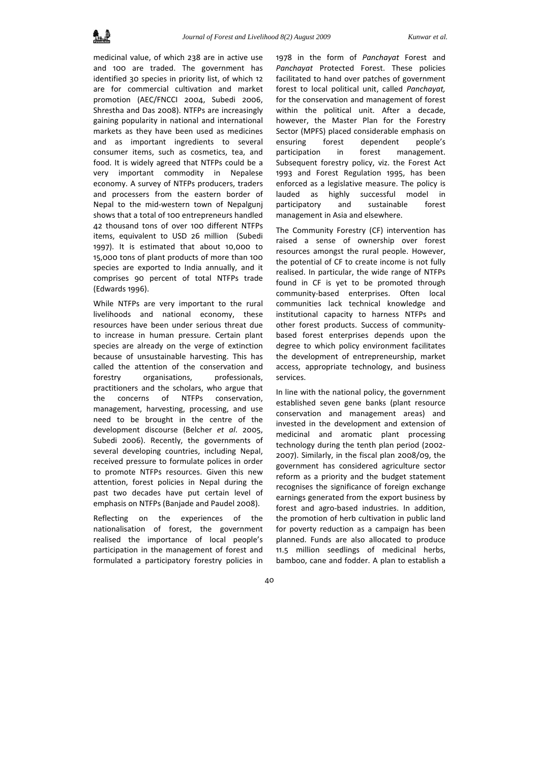medicinal value, of which 238 are in active use and 100 are traded. The government has identified 30 species in priority list, of which 12 are for commercial cultivation and market promotion (AEC/FNCCI 2004, Subedi 2006, Shrestha and Das 2008). NTFPs are increasingly gaining popularity in national and international markets as they have been used as medicines and as important ingredients to several consumer items, such as cosmetics, tea, and food. It is widely agreed that NTFPs could be a very important commodity in Nepalese economy. A survey of NTFPs producers, traders and processers from the eastern border of Nepal to the mid-western town of Nepalgunj shows that a total of 100 entrepreneurs handled 42 thousand tons of over 100 different NTFPs items, equivalent to USD 26 million (Subedi 1997). It is estimated that about 10,000 to 15,000 tons of plant products of more than 100 species are exported to India annually, and it comprises 90 percent of total NTFPs trade (Edwards 1996).

While NTFPs are very important to the rural livelihoods and national economy, these resources have been under serious threat due to increase in human pressure. Certain plant species are already on the verge of extinction because of unsustainable harvesting. This has called the attention of the conservation and forestry organisations, professionals, practitioners and the scholars, who argue that the concerns of NTFPs conservation, management, harvesting, processing, and use need to be brought in the centre of the development discourse (Belcher *et al*. 2005, Subedi 2006). Recently, the governments of several developing countries, including Nepal, received pressure to formulate polices in order to promote NTFPs resources. Given this new attention, forest policies in Nepal during the past two decades have put certain level of emphasis on NTFPs (Banjade and Paudel 2008).

Reflecting on the experiences of the nationalisation of forest, the government realised the importance of local people's participation in the management of forest and formulated a participatory forestry policies in 1978 in the form of *Panchayat* Forest and *Panchayat* Protected Forest. These policies facilitated to hand over patches of government forest to local political unit, called *Panchayat,* for the conservation and management of forest within the political unit. After a decade, however, the Master Plan for the Forestry Sector (MPFS) placed considerable emphasis on ensuring forest dependent people's participation in forest management. Subsequent forestry policy, viz. the Forest Act 1993 and Forest Regulation 1995, has been enforced as a legislative measure. The policy is lauded as highly successful model in participatory and sustainable forest management in Asia and elsewhere.

The Community Forestry (CF) intervention has raised a sense of ownership over forest resources amongst the rural people. However, the potential of CF to create income is not fully realised. In particular, the wide range of NTFPs found in CF is yet to be promoted through community-based enterprises. Often local communities lack technical knowledge and institutional capacity to harness NTFPs and other forest products. Success of community-based forest enterprises depends upon the degree to which policy environment facilitates the development of entrepreneurship, market access, appropriate technology, and business services.

In line with the national policy, the government established seven gene banks (plant resource conservation and management areas) and invested in the development and extension of medicinal and aromatic plant processing technology during the tenth plan period (2002-2007). Similarly, in the fiscal plan 2008/09, the government has considered agriculture sector reform as a priority and the budget statement recognises the significance of foreign exchange earnings generated from the export business by forest and agro-based industries. In addition, the promotion of herb cultivation in public land for poverty reduction as a campaign has been planned. Funds are also allocated to produce 11.5 million seedlings of medicinal herbs, bamboo, cane and fodder. A plan to establish a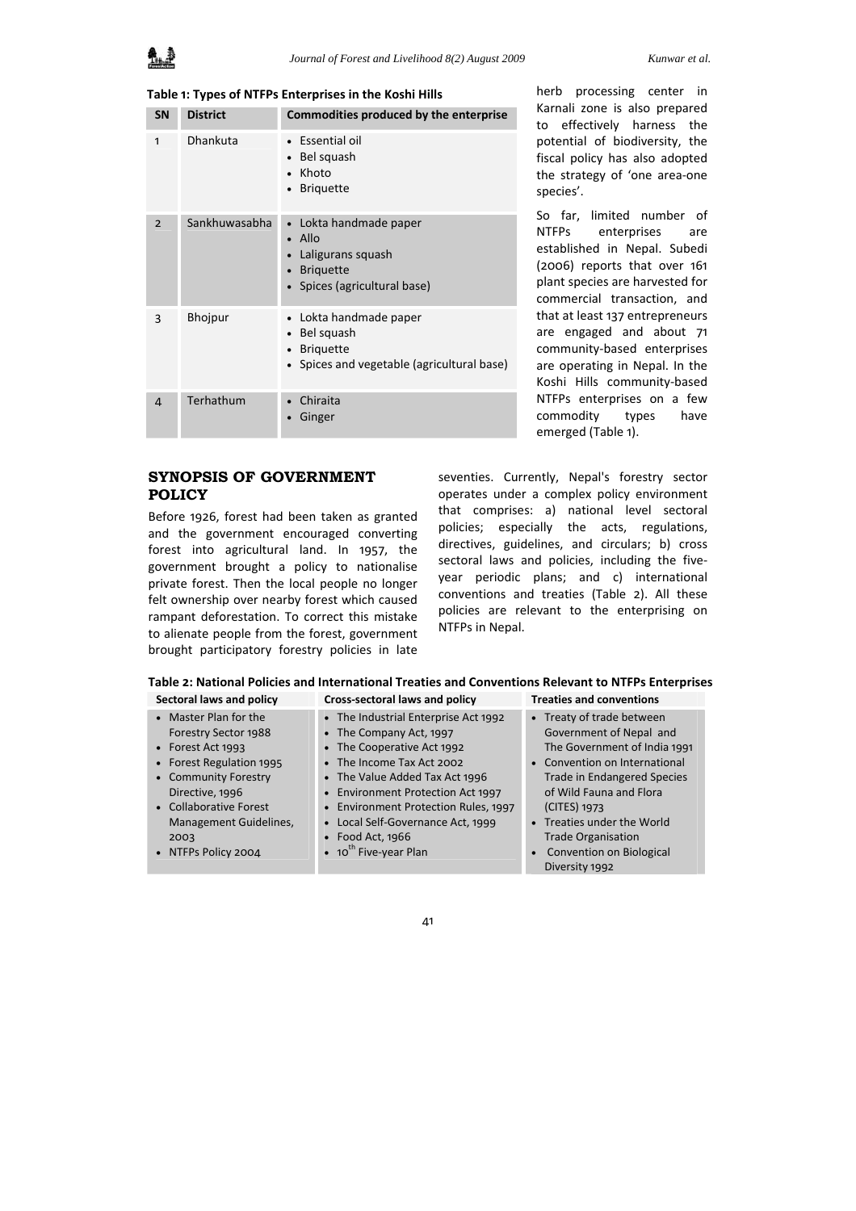**Table 1: Types of NTFPs Enterprises in the Koshi Hills**

| SN | District | Commodities produced by the enterprise |
|---|---|---|
| 1 | Dhankuta | • Essential oil<br>• Bel squash<br>• Khoto<br>• Briquette |
| 2 | Sankhuwasabha | • Lokta handmade paper<br>• Allo<br>• Laligurans squash<br>• Briquette<br>• Spices (agricultural base) |
| 3 | Bhojpur | • Lokta handmade paper<br>• Bel squash<br>• Briquette<br>• Spices and vegetable (agricultural base) |
| 4 | Terhathum | • Chiraita<br>• Ginger |

herb processing center in Karnali zone is also prepared to effectively harness the potential of biodiversity, the fiscal policy has also adopted the strategy of 'one area-one species'.

So far, limited number of NTFPs enterprises are established in Nepal. Subedi (2006) reports that over 161 plant species are harvested for commercial transaction, and that at least 137 entrepreneurs are engaged and about 71 community-based enterprises are operating in Nepal. In the Koshi Hills community-based NTFPs enterprises on a few commodity types have emerged (Table 1).

## SYNOPSIS OF GOVERNMENT POLICY

Before 1926, forest had been taken as granted and the government encouraged converting forest into agricultural land. In 1957, the government brought a policy to nationalise private forest. Then the local people no longer felt ownership over nearby forest which caused rampant deforestation. To correct this mistake to alienate people from the forest, government brought participatory forestry policies in late seventies. Currently, Nepal's forestry sector operates under a complex policy environment that comprises: a) national level sectoral policies; especially the acts, regulations, directives, guidelines, and circulars; b) cross sectoral laws and policies, including the five-year periodic plans; and c) international conventions and treaties (Table 2). All these policies are relevant to the enterprising on NTFPs in Nepal.

**Table 2: National Policies and International Treaties and Conventions Relevant to NTFPs Enterprises**

| Sectoral laws and policy | Cross-sectoral laws and policy | Treaties and conventions |
|---|---|---|
| • Master Plan for the Forestry Sector 1988<br>• Forest Act 1993<br>• Forest Regulation 1995<br>• Community Forestry Directive, 1996<br>• Collaborative Forest Management Guidelines, 2003<br>• NTFPs Policy 2004 | • The Industrial Enterprise Act 1992<br>• The Company Act, 1997<br>• The Cooperative Act 1992<br>• The Income Tax Act 2002<br>• The Value Added Tax Act 1996<br>• Environment Protection Act 1997<br>• Environment Protection Rules, 1997<br>• Local Self-Governance Act, 1999<br>• Food Act, 1966<br>• 10th Five-year Plan | • Treaty of trade between Government of Nepal and The Government of India 1991<br>• Convention on International Trade in Endangered Species of Wild Fauna and Flora (CITES) 1973<br>• Treaties under the World Trade Organisation<br>• Convention on Biological Diversity 1992 |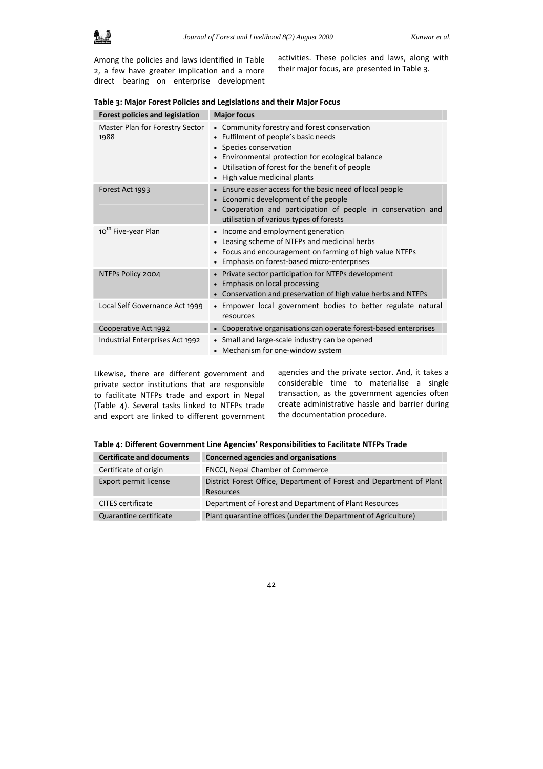Among the policies and laws identified in Table 2, a few have greater implication and a more direct bearing on enterprise development activities. These policies and laws, along with their major focus, are presented in Table 3.

**Table 3: Major Forest Policies and Legislations and their Major Focus**

| Forest policies and legislation | Major focus |
| --- | --- |
| Master Plan for Forestry Sector 1988 | • Community forestry and forest conservation<br>• Fulfilment of people's basic needs<br>• Species conservation<br>• Environmental protection for ecological balance<br>• Utilisation of forest for the benefit of people<br>• High value medicinal plants |
| Forest Act 1993 | • Ensure easier access for the basic need of local people<br>• Economic development of the people<br>• Cooperation and participation of people in conservation and utilisation of various types of forests |
| 10th Five-year Plan | • Income and employment generation<br>• Leasing scheme of NTFPs and medicinal herbs<br>• Focus and encouragement on farming of high value NTFPs<br>• Emphasis on forest-based micro-enterprises |
| NTFPs Policy 2004 | • Private sector participation for NTFPs development<br>• Emphasis on local processing<br>• Conservation and preservation of high value herbs and NTFPs |
| Local Self Governance Act 1999 | • Empower local government bodies to better regulate natural resources |
| Cooperative Act 1992 | • Cooperative organisations can operate forest-based enterprises |
| Industrial Enterprises Act 1992 | • Small and large-scale industry can be opened<br>• Mechanism for one-window system |

Likewise, there are different government and private sector institutions that are responsible to facilitate NTFPs trade and export in Nepal (Table 4). Several tasks linked to NTFPs trade and export are linked to different government agencies and the private sector. And, it takes a considerable time to materialise a single transaction, as the government agencies often create administrative hassle and barrier during the documentation procedure.

**Table 4: Different Government Line Agencies' Responsibilities to Facilitate NTFPs Trade**

| Certificate and documents | Concerned agencies and organisations |
| --- | --- |
| Certificate of origin | FNCCI, Nepal Chamber of Commerce |
| Export permit license | District Forest Office, Department of Forest and Department of Plant Resources |
| CITES certificate | Department of Forest and Department of Plant Resources |
| Quarantine certificate | Plant quarantine offices (under the Department of Agriculture) |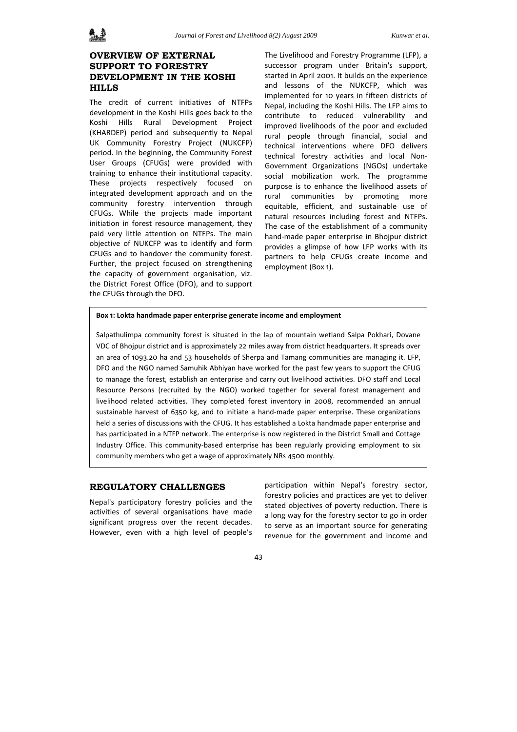## OVERVIEW OF EXTERNAL SUPPORT TO FORESTRY DEVELOPMENT IN THE KOSHI HILLS

The credit of current initiatives of NTFPs development in the Koshi Hills goes back to the Koshi Hills Rural Development Project (KHARDEP) period and subsequently to Nepal UK Community Forestry Project (NUKCFP) period. In the beginning, the Community Forest User Groups (CFUGs) were provided with training to enhance their institutional capacity. These projects respectively focused on integrated development approach and on the community forestry intervention through CFUGs. While the projects made important initiation in forest resource management, they paid very little attention on NTFPs. The main objective of NUKCFP was to identify and form CFUGs and to handover the community forest. Further, the project focused on strengthening the capacity of government organisation, viz. the District Forest Office (DFO), and to support the CFUGs through the DFO.

The Livelihood and Forestry Programme (LFP), a successor program under Britain's support, started in April 2001. It builds on the experience and lessons of the NUKCFP, which was implemented for 10 years in fifteen districts of Nepal, including the Koshi Hills. The LFP aims to contribute to reduced vulnerability and improved livelihoods of the poor and excluded rural people through financial, social and technical interventions where DFO delivers technical forestry activities and local Non-Government Organizations (NGOs) undertake social mobilization work. The programme purpose is to enhance the livelihood assets of rural communities by promoting more equitable, efficient, and sustainable use of natural resources including forest and NTFPs. The case of the establishment of a community hand-made paper enterprise in Bhojpur district provides a glimpse of how LFP works with its partners to help CFUGs create income and employment (Box 1).

> **Box 1: Lokta handmade paper enterprise generate income and employment**
>
> Salpathulimpa community forest is situated in the lap of mountain wetland Salpa Pokhari, Dovane VDC of Bhojpur district and is approximately 22 miles away from district headquarters. It spreads over an area of 1093.20 ha and 53 households of Sherpa and Tamang communities are managing it. LFP, DFO and the NGO named Samuhik Abhiyan have worked for the past few years to support the CFUG to manage the forest, establish an enterprise and carry out livelihood activities. DFO staff and Local Resource Persons (recruited by the NGO) worked together for several forest management and livelihood related activities. They completed forest inventory in 2008, recommended an annual sustainable harvest of 6350 kg, and to initiate a hand-made paper enterprise. These organizations held a series of discussions with the CFUG. It has established a Lokta handmade paper enterprise and has participated in a NTFP network. The enterprise is now registered in the District Small and Cottage Industry Office. This community-based enterprise has been regularly providing employment to six community members who get a wage of approximately NRs 4500 monthly.

## REGULATORY CHALLENGES

Nepal's participatory forestry policies and the activities of several organisations have made significant progress over the recent decades. However, even with a high level of people's participation within Nepal's forestry sector, forestry policies and practices are yet to deliver stated objectives of poverty reduction. There is a long way for the forestry sector to go in order to serve as an important source for generating revenue for the government and income and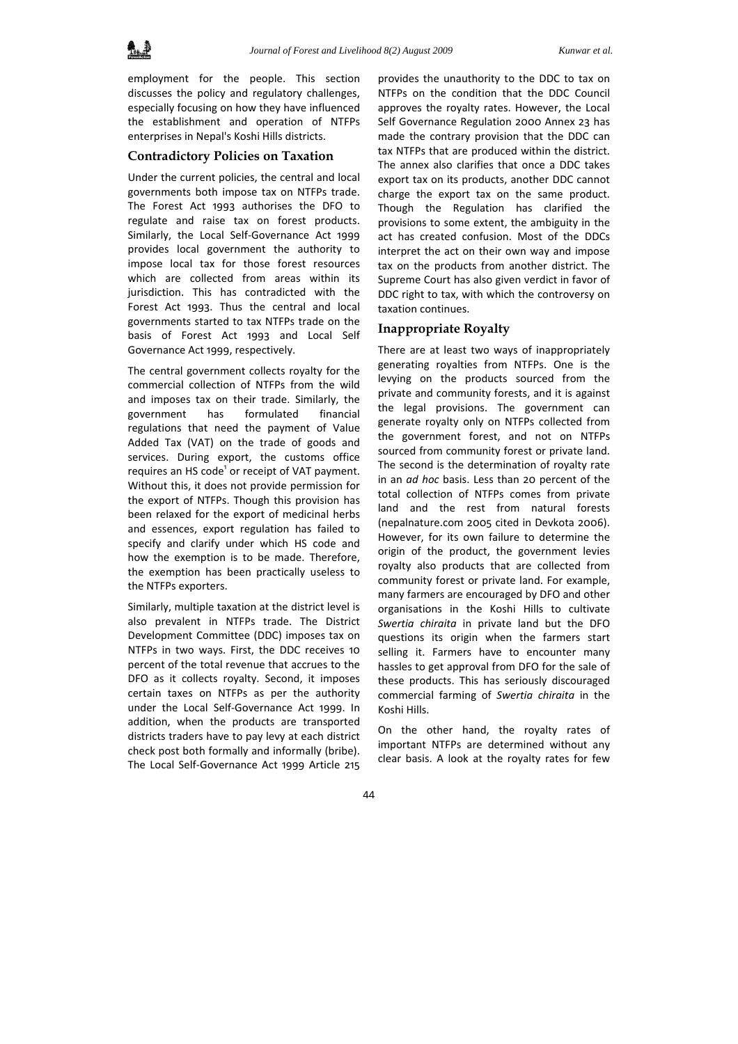employment for the people. This section discusses the policy and regulatory challenges, especially focusing on how they have influenced the establishment and operation of NTFPs enterprises in Nepal's Koshi Hills districts.

## Contradictory Policies on Taxation

Under the current policies, the central and local governments both impose tax on NTFPs trade. The Forest Act 1993 authorises the DFO to regulate and raise tax on forest products. Similarly, the Local Self-Governance Act 1999 provides local government the authority to impose local tax for those forest resources which are collected from areas within its jurisdiction. This has contradicted with the Forest Act 1993. Thus the central and local governments started to tax NTFPs trade on the basis of Forest Act 1993 and Local Self Governance Act 1999, respectively.

The central government collects royalty for the commercial collection of NTFPs from the wild and imposes tax on their trade. Similarly, the government has formulated financial regulations that need the payment of Value Added Tax (VAT) on the trade of goods and services. During export, the customs office requires an HS code[1] or receipt of VAT payment. Without this, it does not provide permission for the export of NTFPs. Though this provision has been relaxed for the export of medicinal herbs and essences, export regulation has failed to specify and clarify under which HS code and how the exemption is to be made. Therefore, the exemption has been practically useless to the NTFPs exporters.

Similarly, multiple taxation at the district level is also prevalent in NTFPs trade. The District Development Committee (DDC) imposes tax on NTFPs in two ways. First, the DDC receives 10 percent of the total revenue that accrues to the DFO as it collects royalty. Second, it imposes certain taxes on NTFPs as per the authority under the Local Self-Governance Act 1999. In addition, when the products are transported districts traders have to pay levy at each district check post both formally and informally (bribe). The Local Self-Governance Act 1999 Article 215 provides the unauthority to the DDC to tax on NTFPs on the condition that the DDC Council approves the royalty rates. However, the Local Self Governance Regulation 2000 Annex 23 has made the contrary provision that the DDC can tax NTFPs that are produced within the district. The annex also clarifies that once a DDC takes export tax on its products, another DDC cannot charge the export tax on the same product. Though the Regulation has clarified the provisions to some extent, the ambiguity in the act has created confusion. Most of the DDCs interpret the act on their own way and impose tax on the products from another district. The Supreme Court has also given verdict in favor of DDC right to tax, with which the controversy on taxation continues.

## Inappropriate Royalty

There are at least two ways of inappropriately generating royalties from NTFPs. One is the levying on the products sourced from the private and community forests, and it is against the legal provisions. The government can generate royalty only on NTFPs collected from the government forest, and not on NTFPs sourced from community forest or private land. The second is the determination of royalty rate in an *ad hoc* basis. Less than 20 percent of the total collection of NTFPs comes from private land and the rest from natural forests (nepalnature.com 2005 cited in Devkota 2006). However, for its own failure to determine the origin of the product, the government levies royalty also products that are collected from community forest or private land. For example, many farmers are encouraged by DFO and other organisations in the Koshi Hills to cultivate *Swertia chiraita* in private land but the DFO questions its origin when the farmers start selling it. Farmers have to encounter many hassles to get approval from DFO for the sale of these products. This has seriously discouraged commercial farming of *Swertia chiraita* in the Koshi Hills.

On the other hand, the royalty rates of important NTFPs are determined without any clear basis. A look at the royalty rates for few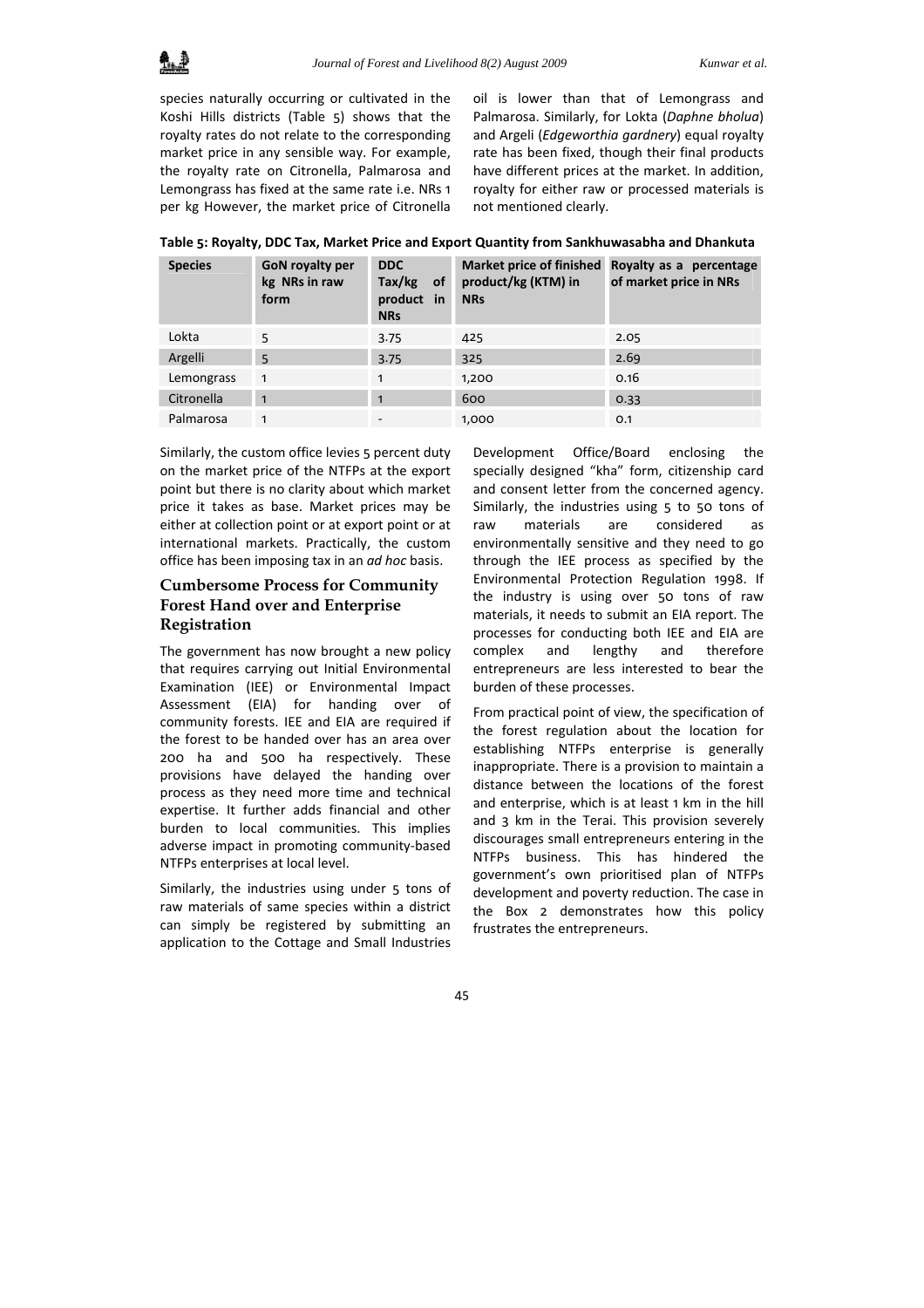species naturally occurring or cultivated in the Koshi Hills districts (Table 5) shows that the royalty rates do not relate to the corresponding market price in any sensible way. For example, the royalty rate on Citronella, Palmarosa and Lemongrass has fixed at the same rate i.e. NRs 1 per kg However, the market price of Citronella oil is lower than that of Lemongrass and Palmarosa. Similarly, for Lokta (*Daphne bholua*) and Argeli (*Edgeworthia gardnery*) equal royalty rate has been fixed, though their final products have different prices at the market. In addition, royalty for either raw or processed materials is not mentioned clearly.

**Table 5: Royalty, DDC Tax, Market Price and Export Quantity from Sankhuwasabha and Dhankuta**

| Species | GoN royalty per kg NRs in raw form | DDC Tax/kg of product in NRs | Market price of finished product/kg (KTM) in NRs | Royalty as a percentage of market price in NRs |
|---|---|---|---|---|
| Lokta | 5 | 3.75 | 425 | 2.05 |
| Argelli | 5 | 3.75 | 325 | 2.69 |
| Lemongrass | 1 | 1 | 1,200 | 0.16 |
| Citronella | 1 | 1 | 600 | 0.33 |
| Palmarosa | 1 | - | 1,000 | 0.1 |

Similarly, the custom office levies 5 percent duty on the market price of the NTFPs at the export point but there is no clarity about which market price it takes as base. Market prices may be either at collection point or at export point or at international markets. Practically, the custom office has been imposing tax in an *ad hoc* basis.

## Cumbersome Process for Community Forest Hand over and Enterprise Registration

The government has now brought a new policy that requires carrying out Initial Environmental Examination (IEE) or Environmental Impact Assessment (EIA) for handing over of community forests. IEE and EIA are required if the forest to be handed over has an area over 200 ha and 500 ha respectively. These provisions have delayed the handing over process as they need more time and technical expertise. It further adds financial and other burden to local communities. This implies adverse impact in promoting community-based NTFPs enterprises at local level.

Similarly, the industries using under 5 tons of raw materials of same species within a district can simply be registered by submitting an application to the Cottage and Small Industries Development Office/Board enclosing the specially designed "kha" form, citizenship card and consent letter from the concerned agency. Similarly, the industries using 5 to 50 tons of raw materials are considered as environmentally sensitive and they need to go through the IEE process as specified by the Environmental Protection Regulation 1998. If the industry is using over 50 tons of raw materials, it needs to submit an EIA report. The processes for conducting both IEE and EIA are complex and lengthy and therefore entrepreneurs are less interested to bear the burden of these processes.

From practical point of view, the specification of the forest regulation about the location for establishing NTFPs enterprise is generally inappropriate. There is a provision to maintain a distance between the locations of the forest and enterprise, which is at least 1 km in the hill and 3 km in the Terai. This provision severely discourages small entrepreneurs entering in the NTFPs business. This has hindered the government's own prioritised plan of NTFPs development and poverty reduction. The case in the Box 2 demonstrates how this policy frustrates the entrepreneurs.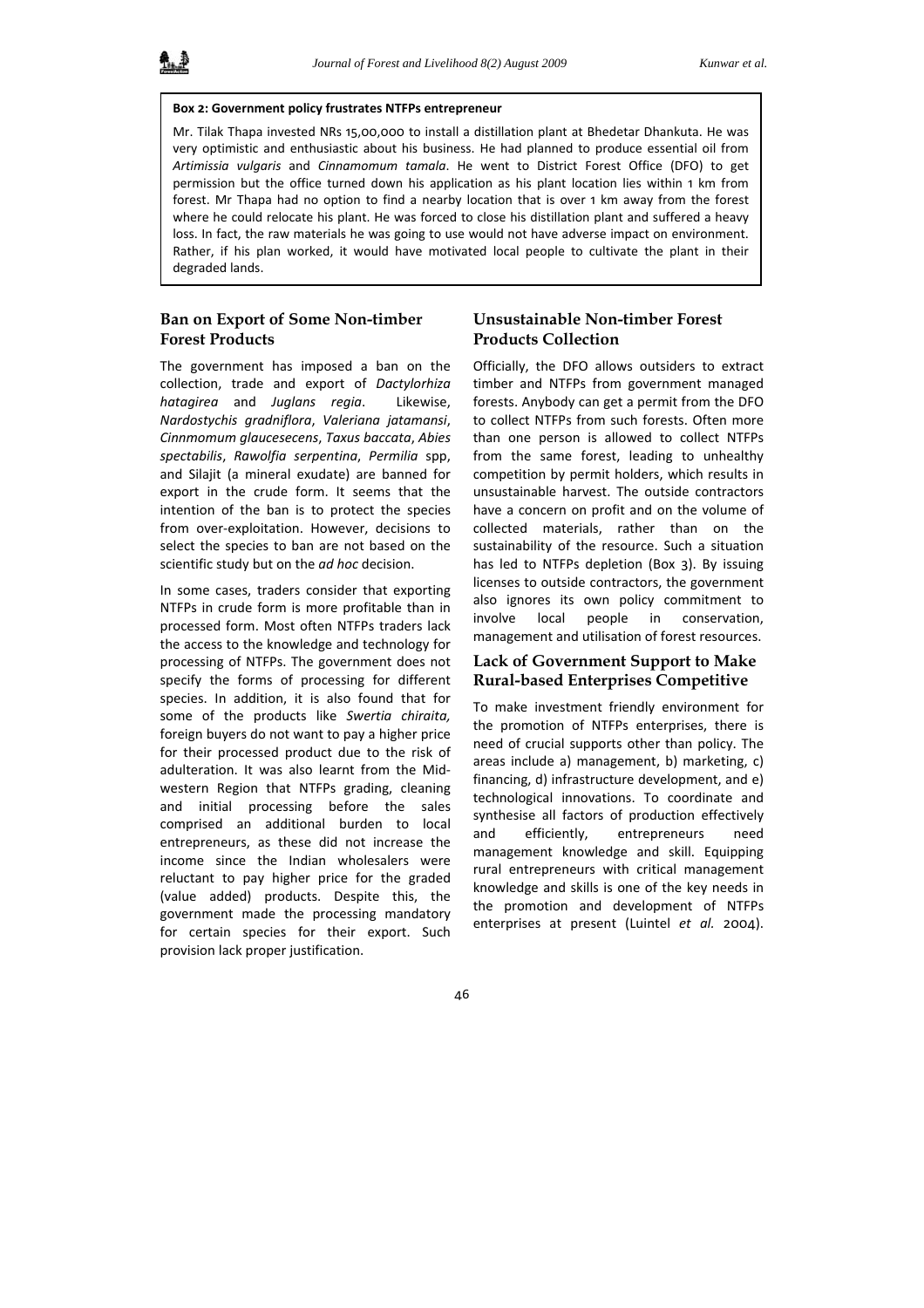**Box 2: Government policy frustrates NTFPs entrepreneur**

Mr. Tilak Thapa invested NRs 15,00,000 to install a distillation plant at Bhedetar Dhankuta. He was very optimistic and enthusiastic about his business. He had planned to produce essential oil from *Artimissia vulgaris* and *Cinnamomum tamala*. He went to District Forest Office (DFO) to get permission but the office turned down his application as his plant location lies within 1 km from forest. Mr Thapa had no option to find a nearby location that is over 1 km away from the forest where he could relocate his plant. He was forced to close his distillation plant and suffered a heavy loss. In fact, the raw materials he was going to use would not have adverse impact on environment. Rather, if his plan worked, it would have motivated local people to cultivate the plant in their degraded lands.

## Ban on Export of Some Non-timber Forest Products

The government has imposed a ban on the collection, trade and export of *Dactylorhiza hatagirea* and *Juglans regia*. Likewise, *Nardostychis gradniflora*, *Valeriana jatamansi*, *Cinnmomum glaucesecens*, *Taxus baccata*, *Abies spectabilis*, *Rawolfia serpentina*, *Permilia* spp, and Silajit (a mineral exudate) are banned for export in the crude form. It seems that the intention of the ban is to protect the species from over-exploitation. However, decisions to select the species to ban are not based on the scientific study but on the *ad hoc* decision.

In some cases, traders consider that exporting NTFPs in crude form is more profitable than in processed form. Most often NTFPs traders lack the access to the knowledge and technology for processing of NTFPs. The government does not specify the forms of processing for different species. In addition, it is also found that for some of the products like *Swertia chiraita,* foreign buyers do not want to pay a higher price for their processed product due to the risk of adulteration. It was also learnt from the Mid-western Region that NTFPs grading, cleaning and initial processing before the sales comprised an additional burden to local entrepreneurs, as these did not increase the income since the Indian wholesalers were reluctant to pay higher price for the graded (value added) products. Despite this, the government made the processing mandatory for certain species for their export. Such provision lack proper justification.

## Unsustainable Non-timber Forest Products Collection

Officially, the DFO allows outsiders to extract timber and NTFPs from government managed forests. Anybody can get a permit from the DFO to collect NTFPs from such forests. Often more than one person is allowed to collect NTFPs from the same forest, leading to unhealthy competition by permit holders, which results in unsustainable harvest. The outside contractors have a concern on profit and on the volume of collected materials, rather than on the sustainability of the resource. Such a situation has led to NTFPs depletion (Box 3). By issuing licenses to outside contractors, the government also ignores its own policy commitment to involve local people in conservation, management and utilisation of forest resources.

## Lack of Government Support to Make Rural-based Enterprises Competitive

To make investment friendly environment for the promotion of NTFPs enterprises, there is need of crucial supports other than policy. The areas include a) management, b) marketing, c) financing, d) infrastructure development, and e) technological innovations. To coordinate and synthesise all factors of production effectively and efficiently, entrepreneurs need management knowledge and skill. Equipping rural entrepreneurs with critical management knowledge and skills is one of the key needs in the promotion and development of NTFPs enterprises at present (Luintel *et al.* 2004).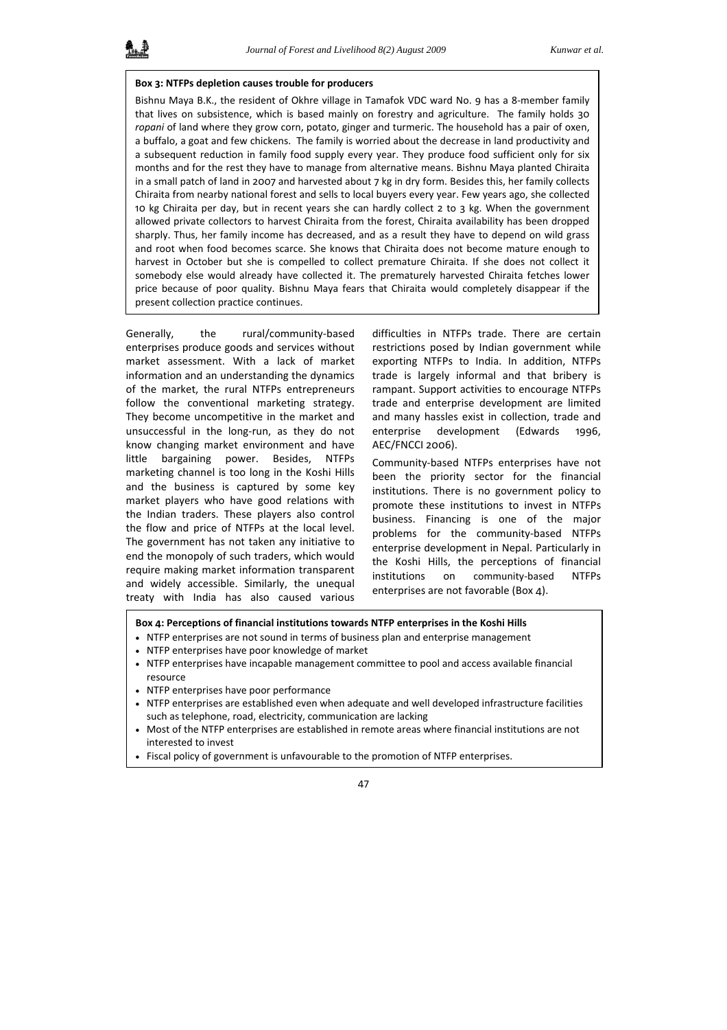**Box 3: NTFPs depletion causes trouble for producers**

Bishnu Maya B.K., the resident of Okhre village in Tamafok VDC ward No. 9 has a 8-member family that lives on subsistence, which is based mainly on forestry and agriculture. The family holds 30 *ropani* of land where they grow corn, potato, ginger and turmeric. The household has a pair of oxen, a buffalo, a goat and few chickens. The family is worried about the decrease in land productivity and a subsequent reduction in family food supply every year. They produce food sufficient only for six months and for the rest they have to manage from alternative means. Bishnu Maya planted Chiraita in a small patch of land in 2007 and harvested about 7 kg in dry form. Besides this, her family collects Chiraita from nearby national forest and sells to local buyers every year. Few years ago, she collected 10 kg Chiraita per day, but in recent years she can hardly collect 2 to 3 kg. When the government allowed private collectors to harvest Chiraita from the forest, Chiraita availability has been dropped sharply. Thus, her family income has decreased, and as a result they have to depend on wild grass and root when food becomes scarce. She knows that Chiraita does not become mature enough to harvest in October but she is compelled to collect premature Chiraita. If she does not collect it somebody else would already have collected it. The prematurely harvested Chiraita fetches lower price because of poor quality. Bishnu Maya fears that Chiraita would completely disappear if the present collection practice continues.

Generally, the rural/community-based enterprises produce goods and services without market assessment. With a lack of market information and an understanding the dynamics of the market, the rural NTFPs entrepreneurs follow the conventional marketing strategy. They become uncompetitive in the market and unsuccessful in the long-run, as they do not know changing market environment and have little bargaining power. Besides, NTFPs marketing channel is too long in the Koshi Hills and the business is captured by some key market players who have good relations with the Indian traders. These players also control the flow and price of NTFPs at the local level. The government has not taken any initiative to end the monopoly of such traders, which would require making market information transparent and widely accessible. Similarly, the unequal treaty with India has also caused various difficulties in NTFPs trade. There are certain restrictions posed by Indian government while exporting NTFPs to India. In addition, NTFPs trade is largely informal and that bribery is rampant. Support activities to encourage NTFPs trade and enterprise development are limited and many hassles exist in collection, trade and enterprise development (Edwards 1996, AEC/FNCCI 2006).

Community-based NTFPs enterprises have not been the priority sector for the financial institutions. There is no government policy to promote these institutions to invest in NTFPs business. Financing is one of the major problems for the community-based NTFPs enterprise development in Nepal. Particularly in the Koshi Hills, the perceptions of financial institutions on community-based NTFPs enterprises are not favorable (Box 4).

**Box 4: Perceptions of financial institutions towards NTFP enterprises in the Koshi Hills**

- NTFP enterprises are not sound in terms of business plan and enterprise management
- NTFP enterprises have poor knowledge of market
- NTFP enterprises have incapable management committee to pool and access available financial resource
- NTFP enterprises have poor performance
- NTFP enterprises are established even when adequate and well developed infrastructure facilities such as telephone, road, electricity, communication are lacking
- Most of the NTFP enterprises are established in remote areas where financial institutions are not interested to invest
- Fiscal policy of government is unfavourable to the promotion of NTFP enterprises.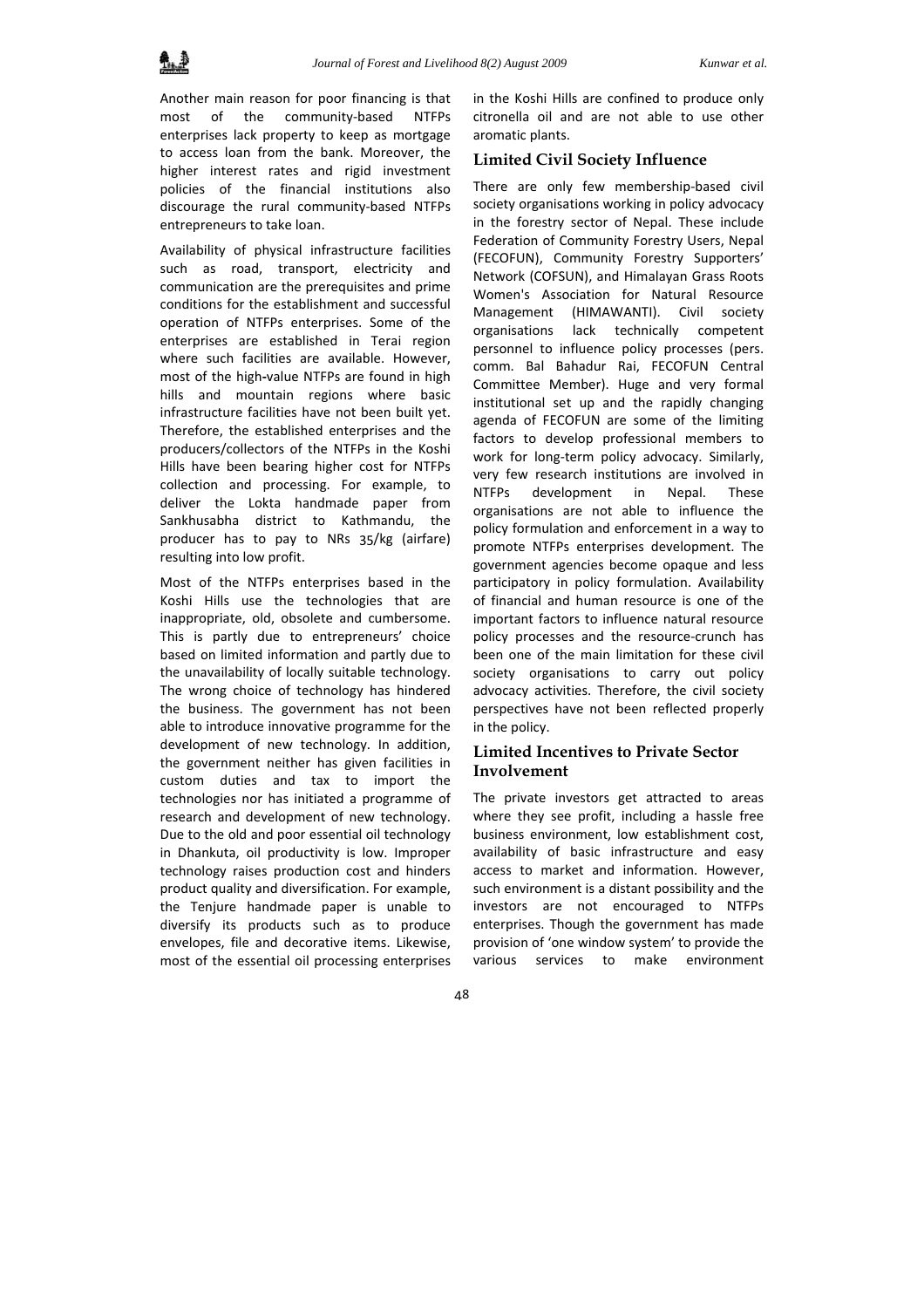Another main reason for poor financing is that most of the community-based NTFPs enterprises lack property to keep as mortgage to access loan from the bank. Moreover, the higher interest rates and rigid investment policies of the financial institutions also discourage the rural community-based NTFPs entrepreneurs to take loan.

Availability of physical infrastructure facilities such as road, transport, electricity and communication are the prerequisites and prime conditions for the establishment and successful operation of NTFPs enterprises. Some of the enterprises are established in Terai region where such facilities are available. However, most of the high-value NTFPs are found in high hills and mountain regions where basic infrastructure facilities have not been built yet. Therefore, the established enterprises and the producers/collectors of the NTFPs in the Koshi Hills have been bearing higher cost for NTFPs collection and processing. For example, to deliver the Lokta handmade paper from Sankhusabha district to Kathmandu, the producer has to pay to NRs 35/kg (airfare) resulting into low profit.

Most of the NTFPs enterprises based in the Koshi Hills use the technologies that are inappropriate, old, obsolete and cumbersome. This is partly due to entrepreneurs' choice based on limited information and partly due to the unavailability of locally suitable technology. The wrong choice of technology has hindered the business. The government has not been able to introduce innovative programme for the development of new technology. In addition, the government neither has given facilities in custom duties and tax to import the technologies nor has initiated a programme of research and development of new technology. Due to the old and poor essential oil technology in Dhankuta, oil productivity is low. Improper technology raises production cost and hinders product quality and diversification. For example, the Tenjure handmade paper is unable to diversify its products such as to produce envelopes, file and decorative items. Likewise, most of the essential oil processing enterprises in the Koshi Hills are confined to produce only citronella oil and are not able to use other aromatic plants.

## Limited Civil Society Influence

There are only few membership-based civil society organisations working in policy advocacy in the forestry sector of Nepal. These include Federation of Community Forestry Users, Nepal (FECOFUN), Community Forestry Supporters' Network (COFSUN), and Himalayan Grass Roots Women's Association for Natural Resource Management (HIMAWANTI). Civil society organisations lack technically competent personnel to influence policy processes (pers. comm. Bal Bahadur Rai, FECOFUN Central Committee Member). Huge and very formal institutional set up and the rapidly changing agenda of FECOFUN are some of the limiting factors to develop professional members to work for long-term policy advocacy. Similarly, very few research institutions are involved in NTFPs development in Nepal. These organisations are not able to influence the policy formulation and enforcement in a way to promote NTFPs enterprises development. The government agencies become opaque and less participatory in policy formulation. Availability of financial and human resource is one of the important factors to influence natural resource policy processes and the resource-crunch has been one of the main limitation for these civil society organisations to carry out policy advocacy activities. Therefore, the civil society perspectives have not been reflected properly in the policy.

## Limited Incentives to Private Sector Involvement

The private investors get attracted to areas where they see profit, including a hassle free business environment, low establishment cost, availability of basic infrastructure and easy access to market and information. However, such environment is a distant possibility and the investors are not encouraged to NTFPs enterprises. Though the government has made provision of 'one window system' to provide the various services to make environment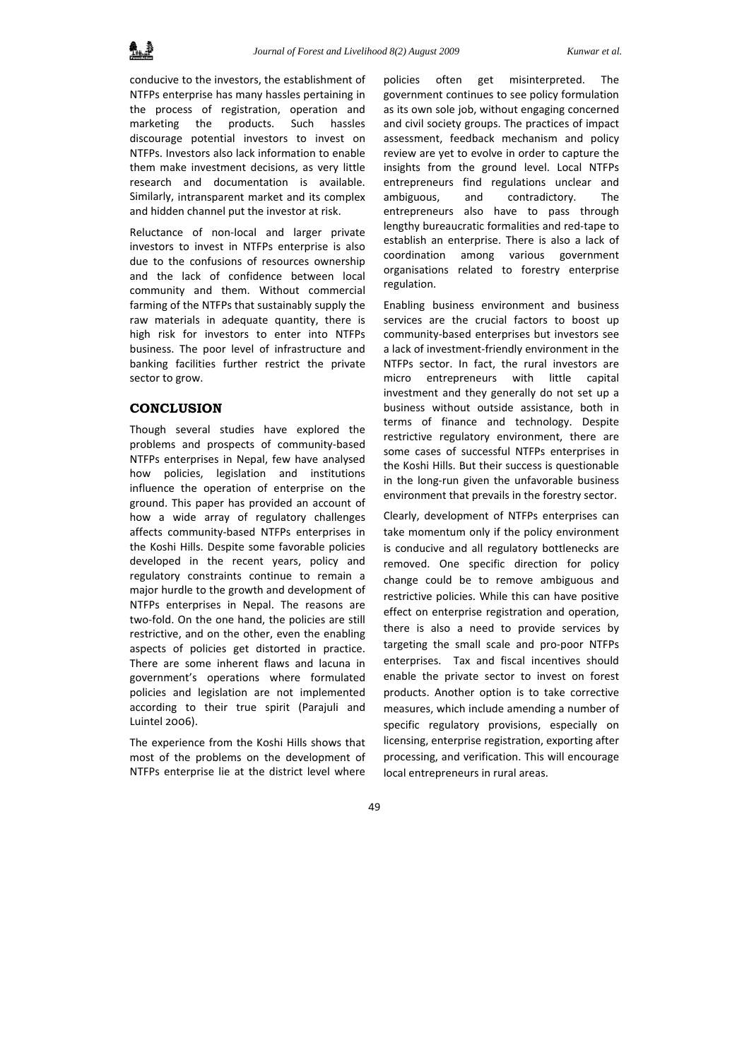conducive to the investors, the establishment of NTFPs enterprise has many hassles pertaining in the process of registration, operation and marketing the products. Such hassles discourage potential investors to invest on NTFPs. Investors also lack information to enable them make investment decisions, as very little research and documentation is available. Similarly, intransparent market and its complex and hidden channel put the investor at risk.

Reluctance of non-local and larger private investors to invest in NTFPs enterprise is also due to the confusions of resources ownership and the lack of confidence between local community and them. Without commercial farming of the NTFPs that sustainably supply the raw materials in adequate quantity, there is high risk for investors to enter into NTFPs business. The poor level of infrastructure and banking facilities further restrict the private sector to grow.

## CONCLUSION

Though several studies have explored the problems and prospects of community-based NTFPs enterprises in Nepal, few have analysed how policies, legislation and institutions influence the operation of enterprise on the ground. This paper has provided an account of how a wide array of regulatory challenges affects community-based NTFPs enterprises in the Koshi Hills. Despite some favorable policies developed in the recent years, policy and regulatory constraints continue to remain a major hurdle to the growth and development of NTFPs enterprises in Nepal. The reasons are two-fold. On the one hand, the policies are still restrictive, and on the other, even the enabling aspects of policies get distorted in practice. There are some inherent flaws and lacuna in government's operations where formulated policies and legislation are not implemented according to their true spirit (Parajuli and Luintel 2006).

The experience from the Koshi Hills shows that most of the problems on the development of NTFPs enterprise lie at the district level where policies often get misinterpreted. The government continues to see policy formulation as its own sole job, without engaging concerned and civil society groups. The practices of impact assessment, feedback mechanism and policy review are yet to evolve in order to capture the insights from the ground level. Local NTFPs entrepreneurs find regulations unclear and ambiguous, and contradictory. The entrepreneurs also have to pass through lengthy bureaucratic formalities and red-tape to establish an enterprise. There is also a lack of coordination among various government organisations related to forestry enterprise regulation.

Enabling business environment and business services are the crucial factors to boost up community-based enterprises but investors see a lack of investment-friendly environment in the NTFPs sector. In fact, the rural investors are micro entrepreneurs with little capital investment and they generally do not set up a business without outside assistance, both in terms of finance and technology. Despite restrictive regulatory environment, there are some cases of successful NTFPs enterprises in the Koshi Hills. But their success is questionable in the long-run given the unfavorable business environment that prevails in the forestry sector.

Clearly, development of NTFPs enterprises can take momentum only if the policy environment is conducive and all regulatory bottlenecks are removed. One specific direction for policy change could be to remove ambiguous and restrictive policies. While this can have positive effect on enterprise registration and operation, there is also a need to provide services by targeting the small scale and pro-poor NTFPs enterprises. Tax and fiscal incentives should enable the private sector to invest on forest products. Another option is to take corrective measures, which include amending a number of specific regulatory provisions, especially on licensing, enterprise registration, exporting after processing, and verification. This will encourage local entrepreneurs in rural areas.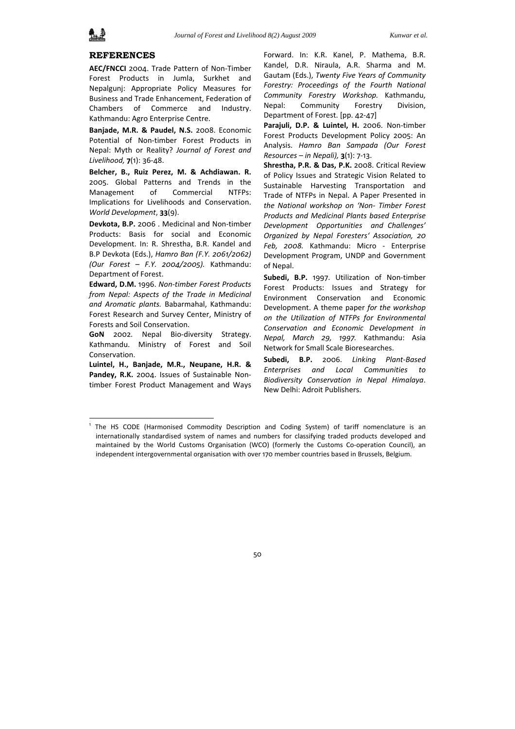## REFERENCES

**AEC/FNCCI** 2004. Trade Pattern of Non-Timber Forest Products in Jumla, Surkhet and Nepalgunj: Appropriate Policy Measures for Business and Trade Enhancement, Federation of Chambers of Commerce and Industry. Kathmandu: Agro Enterprise Centre.

**Banjade, M.R. & Paudel, N.S.** 2008. Economic Potential of Non-timber Forest Products in Nepal: Myth or Reality? *Journal of Forest and Livelihood,* **7**(1): 36-48.

**Belcher, B., Ruiz Perez, M. & Achdiawan. R.** 2005. Global Patterns and Trends in the Management of Commercial NTFPs: Implications for Livelihoods and Conservation. *World Development*, **33**(9).

**Devkota, B.P.** 2006 . Medicinal and Non-timber Products: Basis for social and Economic Development. In: R. Shrestha, B.R. Kandel and B.P Devkota (Eds.), *Hamro Ban (F.Y. 2061/2062) (Our Forest – F.Y. 2004/2005).* Kathmandu: Department of Forest.

**Edward, D.M.** 1996. *Non-timber Forest Products from Nepal: Aspects of the Trade in Medicinal and Aromatic plants.* Babarmahal, Kathmandu: Forest Research and Survey Center, Ministry of Forests and Soil Conservation.

**GoN** 2002. Nepal Bio-diversity Strategy. Kathmandu. Ministry of Forest and Soil Conservation.

**Luintel, H., Banjade, M.R., Neupane, H.R. & Pandey, R.K.** 2004. Issues of Sustainable Non-timber Forest Product Management and Ways Forward. In: K.R. Kanel, P. Mathema, B.R. Kandel, D.R. Niraula, A.R. Sharma and M. Gautam (Eds.), *Twenty Five Years of Community Forestry: Proceedings of the Fourth National Community Forestry Workshop.* Kathmandu, Nepal: Community Forestry Division, Department of Forest. [pp. 42-47]

**Parajuli, D.P. & Luintel, H.** 2006. Non-timber Forest Products Development Policy 2005: An Analysis. *Hamro Ban Sampada (Our Forest Resources – in Nepali),* **3**(1): 7-13.

**Shrestha, P.R. & Das, P.K.** 2008. Critical Review of Policy Issues and Strategic Vision Related to Sustainable Harvesting Transportation and Trade of NTFPs in Nepal. A Paper Presented in *the National workshop on 'Non- Timber Forest Products and Medicinal Plants based Enterprise Development Opportunities and Challenges' Organized by Nepal Foresters' Association, 20 Feb, 2008.* Kathmandu: Micro - Enterprise Development Program, UNDP and Government of Nepal.

**Subedi, B.P.** 1997. Utilization of Non-timber Forest Products: Issues and Strategy for Environment Conservation and Economic Development. A theme paper *for the workshop on the Utilization of NTFPs for Environmental Conservation and Economic Development in Nepal, March 29, 1997.* Kathmandu: Asia Network for Small Scale Bioresearches.

**Subedi, B.P.** 2006. *Linking Plant-Based Enterprises and Local Communities to Biodiversity Conservation in Nepal Himalaya*. New Delhi: Adroit Publishers.

---

[1] The HS CODE (Harmonised Commodity Description and Coding System) of tariff nomenclature is an internationally standardised system of names and numbers for classifying traded products developed and maintained by the World Customs Organisation (WCO) (formerly the Customs Co-operation Council), an independent intergovernmental organisation with over 170 member countries based in Brussels, Belgium.